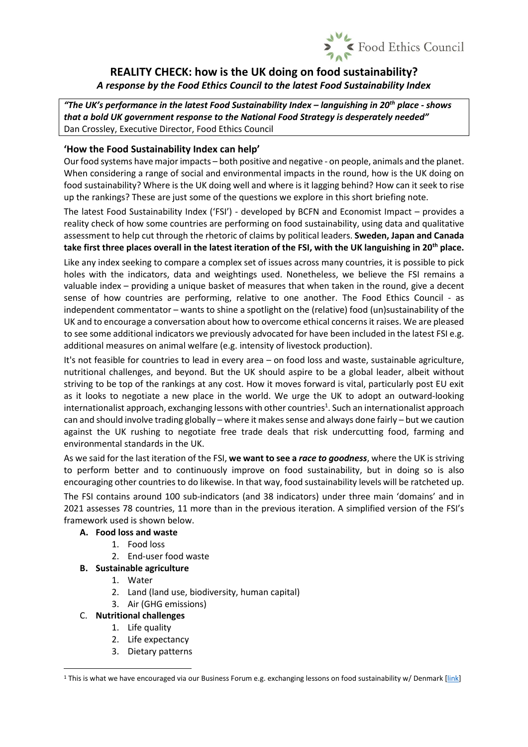# REALITY CHECK: how is the UK doing on food sustainability?

***A response by the Food Ethics Council to the latest Food Sustainability Index***

> ***"The UK's performance in the latest Food Sustainability Index – languishing in 20th place - shows that a bold UK government response to the National Food Strategy is desperately needed"***
> Dan Crossley, Executive Director, Food Ethics Council

## 'How the Food Sustainability Index can help'

Our food systems have major impacts – both positive and negative - on people, animals and the planet. When considering a range of social and environmental impacts in the round, how is the UK doing on food sustainability? Where is the UK doing well and where is it lagging behind? How can it seek to rise up the rankings? These are just some of the questions we explore in this short briefing note.

The latest Food Sustainability Index ('FSI') - developed by BCFN and Economist Impact – provides a reality check of how some countries are performing on food sustainability, using data and qualitative assessment to help cut through the rhetoric of claims by political leaders. **Sweden, Japan and Canada take first three places overall in the latest iteration of the FSI, with the UK languishing in 20th place.**

Like any index seeking to compare a complex set of issues across many countries, it is possible to pick holes with the indicators, data and weightings used. Nonetheless, we believe the FSI remains a valuable index – providing a unique basket of measures that when taken in the round, give a decent sense of how countries are performing, relative to one another. The Food Ethics Council - as independent commentator – wants to shine a spotlight on the (relative) food (un)sustainability of the UK and to encourage a conversation about how to overcome ethical concerns it raises. We are pleased to see some additional indicators we previously advocated for have been included in the latest FSI e.g. additional measures on animal welfare (e.g. intensity of livestock production).

It's not feasible for countries to lead in every area – on food loss and waste, sustainable agriculture, nutritional challenges, and beyond. But the UK should aspire to be a global leader, albeit without striving to be top of the rankings at any cost. How it moves forward is vital, particularly post EU exit as it looks to negotiate a new place in the world. We urge the UK to adopt an outward-looking internationalist approach, exchanging lessons with other countries[1]. Such an internationalist approach can and should involve trading globally – where it makes sense and always done fairly – but we caution against the UK rushing to negotiate free trade deals that risk undercutting food, farming and environmental standards in the UK.

As we said for the last iteration of the FSI, **we want to see a *race to goodness***, where the UK is striving to perform better and to continuously improve on food sustainability, but in doing so is also encouraging other countries to do likewise. In that way, food sustainability levels will be ratcheted up.

The FSI contains around 100 sub-indicators (and 38 indicators) under three main 'domains' and in 2021 assesses 78 countries, 11 more than in the previous iteration. A simplified version of the FSI's framework used is shown below.

- **A. Food loss and waste**
  1. Food loss
  2. End-user food waste
- **B. Sustainable agriculture**
  1. Water
  2. Land (land use, biodiversity, human capital)
  3. Air (GHG emissions)
- **C. Nutritional challenges**
  1. Life quality
  2. Life expectancy
  3. Dietary patterns

---

[1] This is what we have encouraged via our Business Forum e.g. exchanging lessons on food sustainability w/ Denmark [link]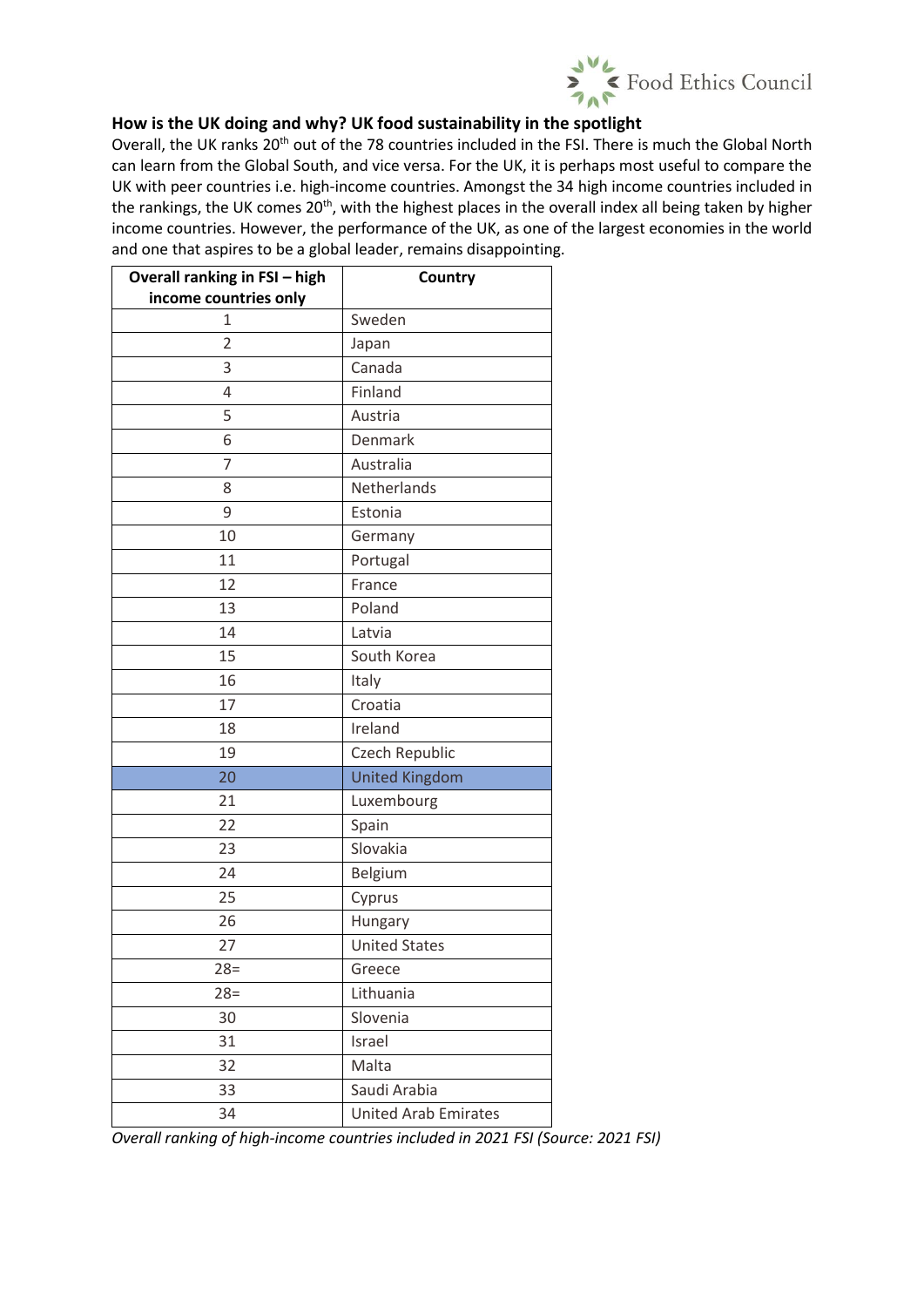## How is the UK doing and why? UK food sustainability in the spotlight

Overall, the UK ranks 20th out of the 78 countries included in the FSI. There is much the Global North can learn from the Global South, and vice versa. For the UK, it is perhaps most useful to compare the UK with peer countries i.e. high-income countries. Amongst the 34 high income countries included in the rankings, the UK comes 20th, with the highest places in the overall index all being taken by higher income countries. However, the performance of the UK, as one of the largest economies in the world and one that aspires to be a global leader, remains disappointing.

| Overall ranking in FSI – high income countries only | Country |
|---|---|
| 1 | Sweden |
| 2 | Japan |
| 3 | Canada |
| 4 | Finland |
| 5 | Austria |
| 6 | Denmark |
| 7 | Australia |
| 8 | Netherlands |
| 9 | Estonia |
| 10 | Germany |
| 11 | Portugal |
| 12 | France |
| 13 | Poland |
| 14 | Latvia |
| 15 | South Korea |
| 16 | Italy |
| 17 | Croatia |
| 18 | Ireland |
| 19 | Czech Republic |
| 20 | United Kingdom |
| 21 | Luxembourg |
| 22 | Spain |
| 23 | Slovakia |
| 24 | Belgium |
| 25 | Cyprus |
| 26 | Hungary |
| 27 | United States |
| 28= | Greece |
| 28= | Lithuania |
| 30 | Slovenia |
| 31 | Israel |
| 32 | Malta |
| 33 | Saudi Arabia |
| 34 | United Arab Emirates |

*Overall ranking of high-income countries included in 2021 FSI (Source: 2021 FSI)*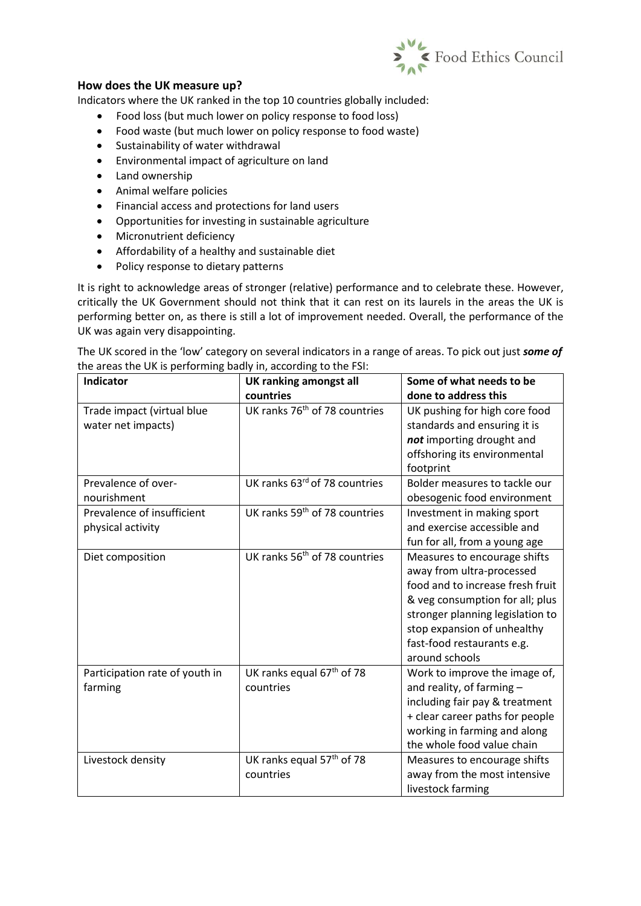## How does the UK measure up?

Indicators where the UK ranked in the top 10 countries globally included:

- Food loss (but much lower on policy response to food loss)
- Food waste (but much lower on policy response to food waste)
- Sustainability of water withdrawal
- Environmental impact of agriculture on land
- Land ownership
- Animal welfare policies
- Financial access and protections for land users
- Opportunities for investing in sustainable agriculture
- Micronutrient deficiency
- Affordability of a healthy and sustainable diet
- Policy response to dietary patterns

It is right to acknowledge areas of stronger (relative) performance and to celebrate these. However, critically the UK Government should not think that it can rest on its laurels in the areas the UK is performing better on, as there is still a lot of improvement needed. Overall, the performance of the UK was again very disappointing.

The UK scored in the 'low' category on several indicators in a range of areas. To pick out just ***some of*** the areas the UK is performing badly in, according to the FSI:

| Indicator | UK ranking amongst all countries | Some of what needs to be done to address this |
|---|---|---|
| Trade impact (virtual blue water net impacts) | UK ranks 76th of 78 countries | UK pushing for high core food standards and ensuring it is ***not*** importing drought and offshoring its environmental footprint |
| Prevalence of over-nourishment | UK ranks 63rd of 78 countries | Bolder measures to tackle our obesogenic food environment |
| Prevalence of insufficient physical activity | UK ranks 59th of 78 countries | Investment in making sport and exercise accessible and fun for all, from a young age |
| Diet composition | UK ranks 56th of 78 countries | Measures to encourage shifts away from ultra-processed food and to increase fresh fruit & veg consumption for all; plus stronger planning legislation to stop expansion of unhealthy fast-food restaurants e.g. around schools |
| Participation rate of youth in farming | UK ranks equal 67th of 78 countries | Work to improve the image of, and reality, of farming – including fair pay & treatment + clear career paths for people working in farming and along the whole food value chain |
| Livestock density | UK ranks equal 57th of 78 countries | Measures to encourage shifts away from the most intensive livestock farming |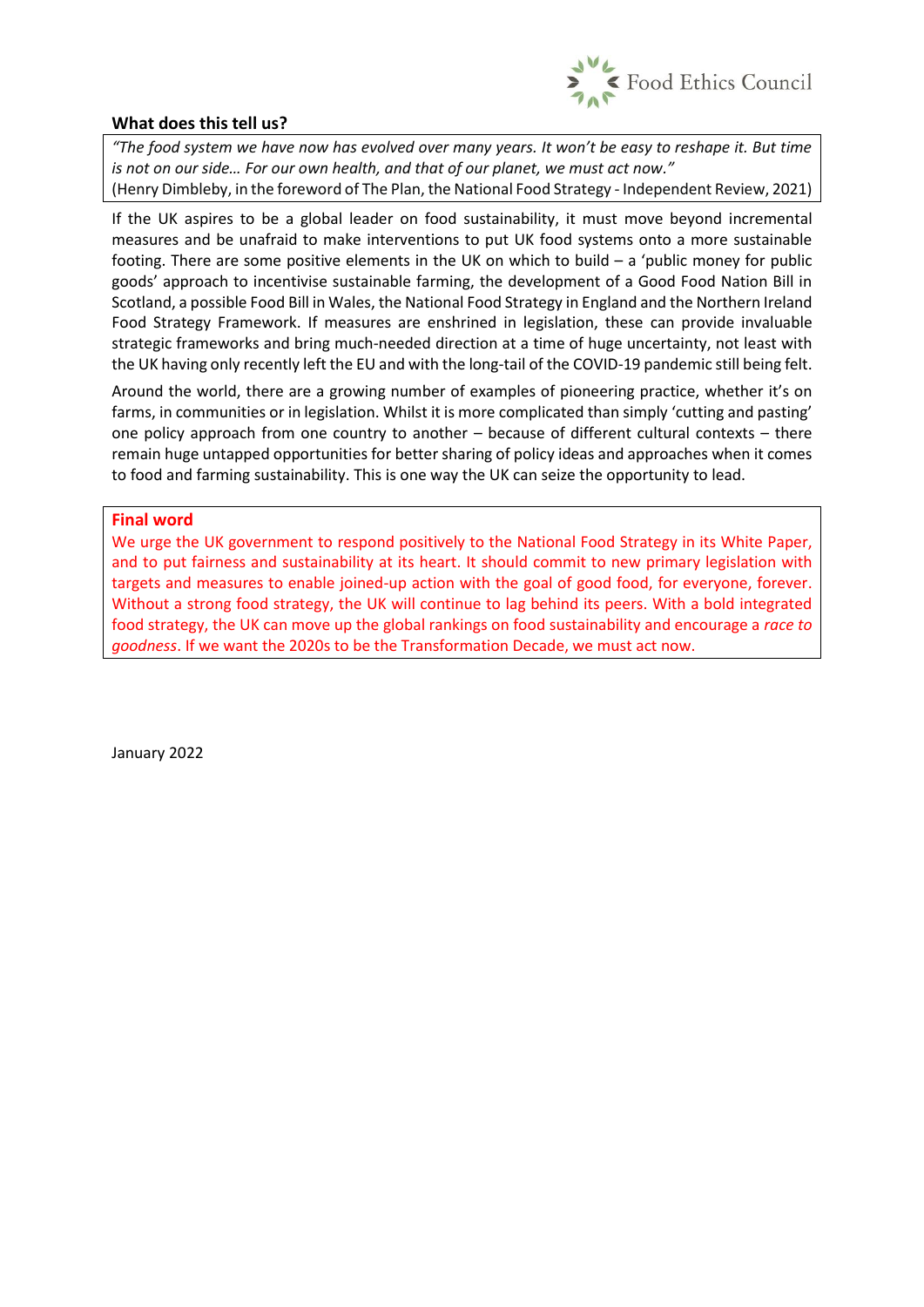## What does this tell us?

*"The food system we have now has evolved over many years. It won't be easy to reshape it. But time is not on our side… For our own health, and that of our planet, we must act now."*
(Henry Dimbleby, in the foreword of The Plan, the National Food Strategy - Independent Review, 2021)

If the UK aspires to be a global leader on food sustainability, it must move beyond incremental measures and be unafraid to make interventions to put UK food systems onto a more sustainable footing. There are some positive elements in the UK on which to build – a 'public money for public goods' approach to incentivise sustainable farming, the development of a Good Food Nation Bill in Scotland, a possible Food Bill in Wales, the National Food Strategy in England and the Northern Ireland Food Strategy Framework. If measures are enshrined in legislation, these can provide invaluable strategic frameworks and bring much-needed direction at a time of huge uncertainty, not least with the UK having only recently left the EU and with the long-tail of the COVID-19 pandemic still being felt.

Around the world, there are a growing number of examples of pioneering practice, whether it's on farms, in communities or in legislation. Whilst it is more complicated than simply 'cutting and pasting' one policy approach from one country to another – because of different cultural contexts – there remain huge untapped opportunities for better sharing of policy ideas and approaches when it comes to food and farming sustainability. This is one way the UK can seize the opportunity to lead.

**Final word**

We urge the UK government to respond positively to the National Food Strategy in its White Paper, and to put fairness and sustainability at its heart. It should commit to new primary legislation with targets and measures to enable joined-up action with the goal of good food, for everyone, forever. Without a strong food strategy, the UK will continue to lag behind its peers. With a bold integrated food strategy, the UK can move up the global rankings on food sustainability and encourage a *race to goodness*. If we want the 2020s to be the Transformation Decade, we must act now.

January 2022